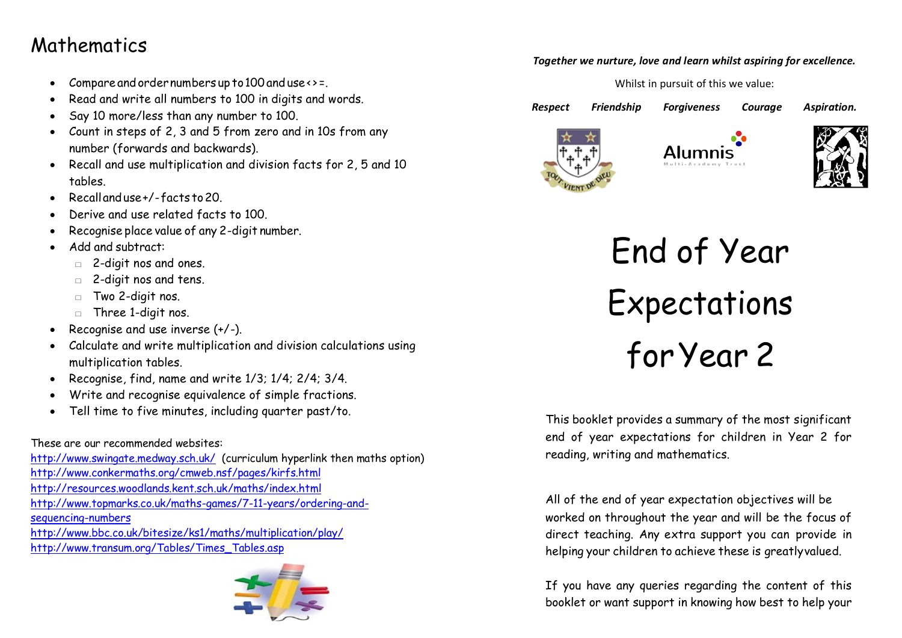## Mathematics

- Compare and order numbers up to 100 and use < > =.
- Read and write all numbers to 100 in digits and words.
- Say 10 more/less than any number to 100.
- Count in steps of 2, 3 and 5 from zero and in 10s from any number (forwards and backwards).
- Recall and use multiplication and division facts for 2, 5 and 10 tables.
- Recall and use +/- facts to 20.
- Derive and use related facts to 100.
- Recognise place value of any 2-digit number.
- Add and subtract:
  - 2-digit nos and ones.
  - 2-digit nos and tens.
  - Two 2-digit nos.
  - Three 1-digit nos.
- Recognise and use inverse (+/-).
- Calculate and write multiplication and division calculations using multiplication tables.
- Recognise, find, name and write 1/3; 1/4; 2/4; 3/4.
- Write and recognise equivalence of simple fractions.
- Tell time to five minutes, including quarter past/to.

These are our recommended websites:

http://www.swingate.medway.sch.uk/ (curriculum hyperlink then maths option)
http://www.conkermaths.org/cmweb.nsf/pages/kirfs.html
http://resources.woodlands.kent.sch.uk/maths/index.html
http://www.topmarks.co.uk/maths-games/7-11-years/ordering-and-sequencing-numbers
http://www.bbc.co.uk/bitesize/ks1/maths/multiplication/play/
http://www.transum.org/Tables/Times_Tables.asp

***Together we nurture, love and learn whilst aspiring for excellence.***

Whilst in pursuit of this we value:

***Respect Friendship Forgiveness Courage Aspiration.***

TOUT VIENT DE DIEU

Alumnis Multi-Academy Trust

# End of Year Expectations for Year 2

This booklet provides a summary of the most significant end of year expectations for children in Year 2 for reading, writing and mathematics.

All of the end of year expectation objectives will be worked on throughout the year and will be the focus of direct teaching. Any extra support you can provide in helping your children to achieve these is greatly valued.

If you have any queries regarding the content of this booklet or want support in knowing how best to help your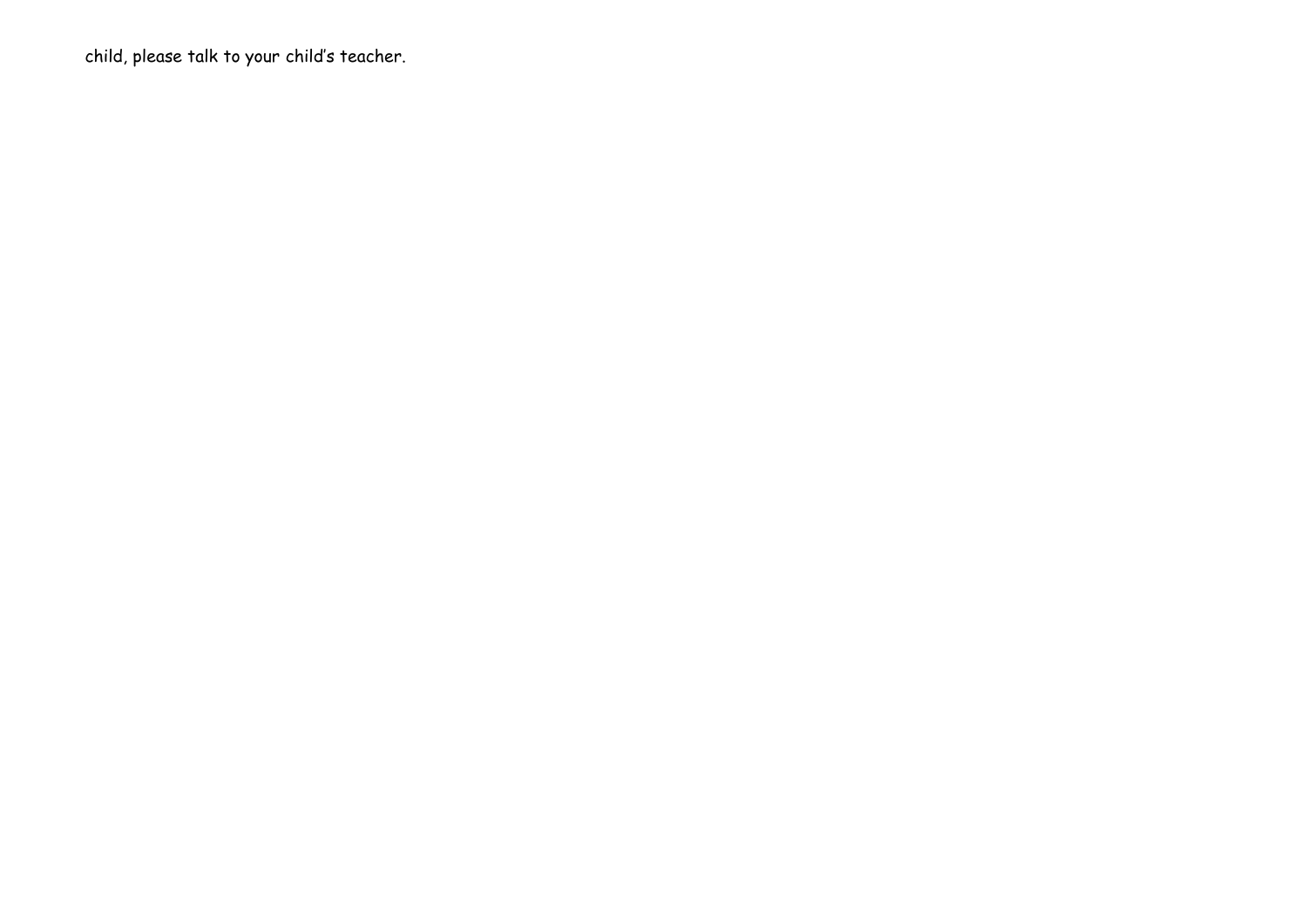child, please talk to your child’s teacher.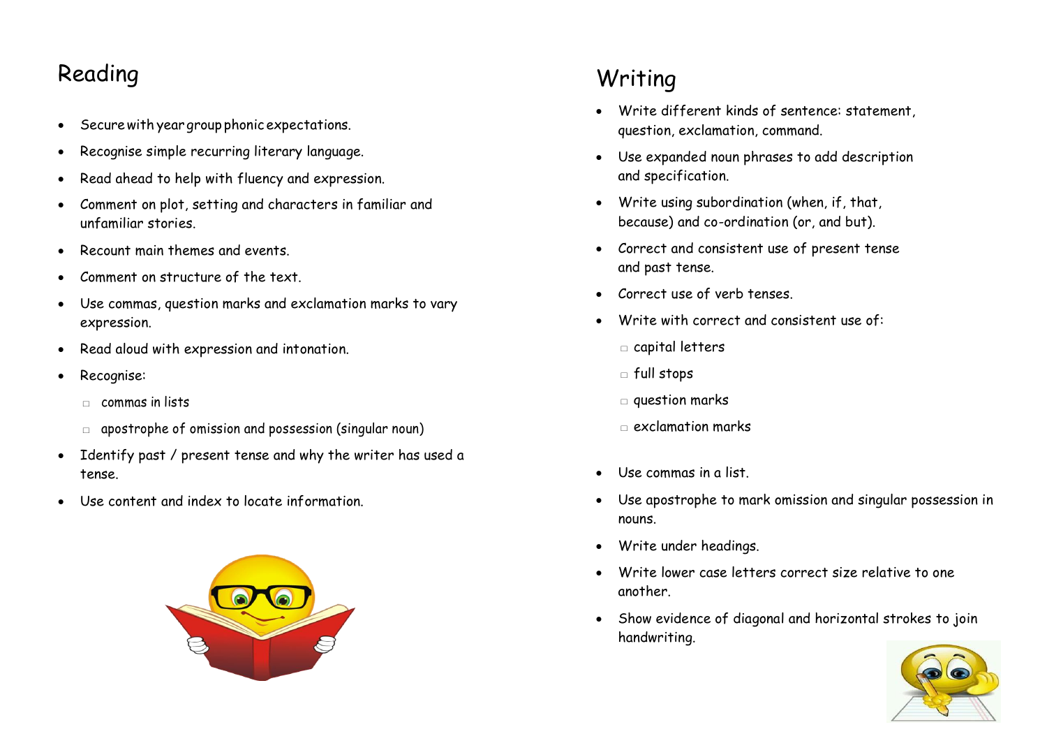## Reading

- Secure with year group phonic expectations.
- Recognise simple recurring literary language.
- Read ahead to help with fluency and expression.
- Comment on plot, setting and characters in familiar and unfamiliar stories.
- Recount main themes and events.
- Comment on structure of the text.
- Use commas, question marks and exclamation marks to vary expression.
- Read aloud with expression and intonation.
- Recognise:
  - commas in lists
  - apostrophe of omission and possession (singular noun)
- Identify past / present tense and why the writer has used a tense.
- Use content and index to locate information.

## Writing

- Write different kinds of sentence: statement, question, exclamation, command.
- Use expanded noun phrases to add description and specification.
- Write using subordination (when, if, that, because) and co-ordination (or, and but).
- Correct and consistent use of present tense and past tense.
- Correct use of verb tenses.
- Write with correct and consistent use of:
  - capital letters
  - full stops
  - question marks
  - exclamation marks
- Use commas in a list.
- Use apostrophe to mark omission and singular possession in nouns.
- Write under headings.
- Write lower case letters correct size relative to one another.
- Show evidence of diagonal and horizontal strokes to join handwriting.